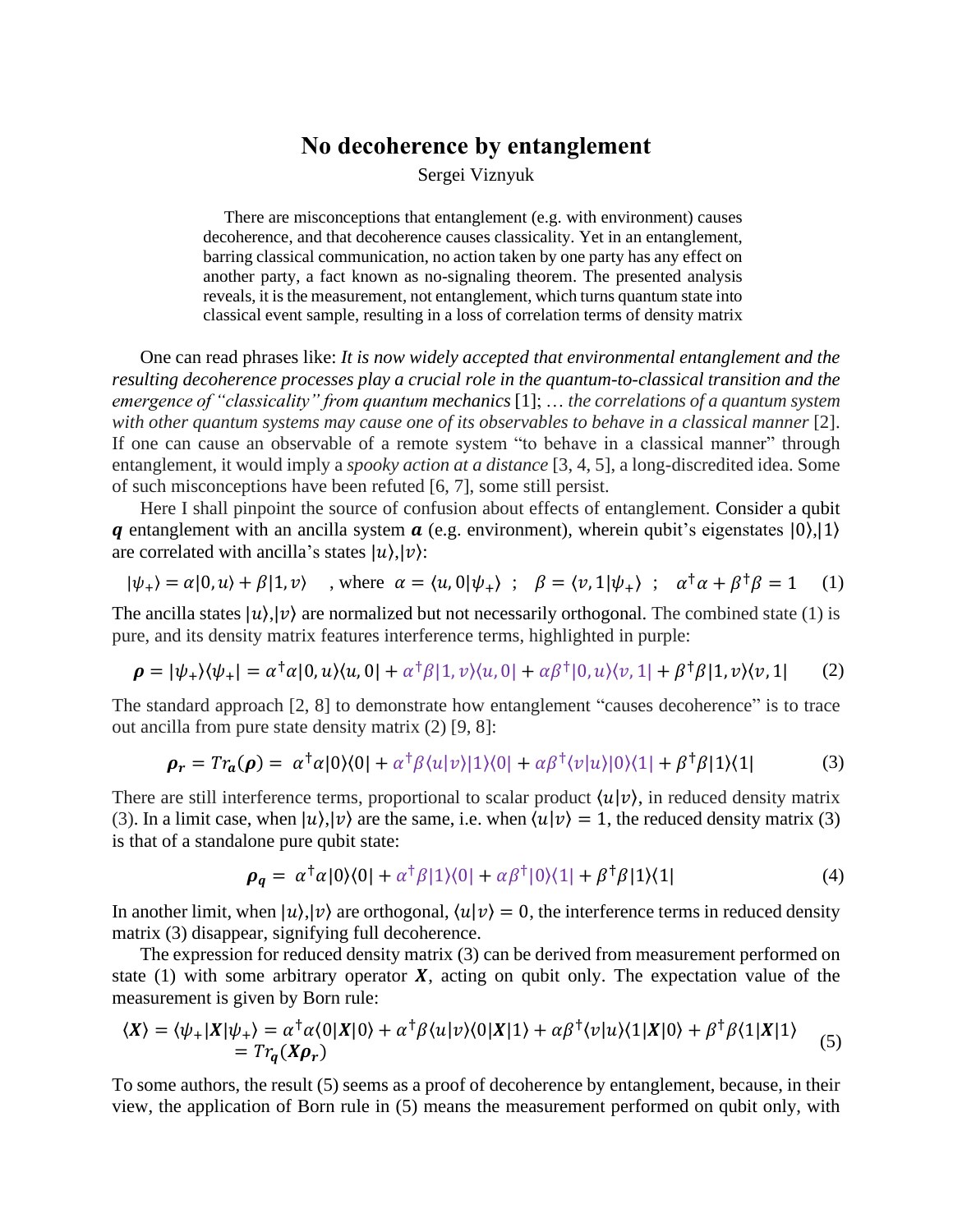# No decoherence by entanglement

Sergei Viznyuk

There are misconceptions that entanglement (e.g. with environment) causes decoherence, and that decoherence causes classicality. Yet in an entanglement, barring classical communication, no action taken by one party has any effect on another party, a fact known as no-signaling theorem. The presented analysis reveals, it is the measurement, not entanglement, which turns quantum state into classical event sample, resulting in a loss of correlation terms of density matrix

One can read phrases like: *It is now widely accepted that environmental entanglement and the resulting decoherence processes play a crucial role in the quantum-to-classical transition and the emergence of "classicality" from quantum mechanics* [1]; … *the correlations of a quantum system with other quantum systems may cause one of its observables to behave in a classical manner* [2]. If one can cause an observable of a remote system "to behave in a classical manner" through entanglement, it would imply a *spooky action at a distance* [3, 4, 5], a long-discredited idea. Some of such misconceptions have been refuted [6, 7], some still persist.

Here I shall pinpoint the source of confusion about effects of entanglement. Consider a qubit $\boldsymbol{q}$ entanglement with an ancilla system $\boldsymbol{a}$ (e.g. environment), wherein qubit's eigenstates $|0\rangle$,$|1\rangle$ are correlated with ancilla's states $|u\rangle$,$|v\rangle$:

$$|\psi_+\rangle = \alpha|0,u\rangle + \beta|1,v\rangle \quad \text{, where } \alpha = \langle u,0|\psi_+\rangle \;\; ; \;\; \beta = \langle v,1|\psi_+\rangle \;\; ; \;\; \alpha^\dagger\alpha + \beta^\dagger\beta = 1 \tag{1}$$

The ancilla states $|u\rangle$,$|v\rangle$ are normalized but not necessarily orthogonal. The combined state (1) is pure, and its density matrix features interference terms, highlighted in purple:

$$\boldsymbol{\rho} = |\psi_+\rangle\langle\psi_+| = \alpha^\dagger\alpha|0,u\rangle\langle u,0| + \alpha^\dagger\beta|1,v\rangle\langle u,0| + \alpha\beta^\dagger|0,u\rangle\langle v,1| + \beta^\dagger\beta|1,v\rangle\langle v,1| \tag{2}$$

The standard approach [2, 8] to demonstrate how entanglement "causes decoherence" is to trace out ancilla from pure state density matrix (2) [9, 8]:

$$\boldsymbol{\rho_r} = Tr_{\boldsymbol{a}}(\boldsymbol{\rho}) = \alpha^\dagger\alpha|0\rangle\langle 0| + \alpha^\dagger\beta\langle u|v\rangle|1\rangle\langle 0| + \alpha\beta^\dagger\langle v|u\rangle|0\rangle\langle 1| + \beta^\dagger\beta|1\rangle\langle 1| \tag{3}$$

There are still interference terms, proportional to scalar product $\langle u|v\rangle$, in reduced density matrix (3). In a limit case, when $|u\rangle$,$|v\rangle$ are the same, i.e. when $\langle u|v\rangle = 1$, the reduced density matrix (3) is that of a standalone pure qubit state:

$$\boldsymbol{\rho_q} = \alpha^\dagger\alpha|0\rangle\langle 0| + \alpha^\dagger\beta|1\rangle\langle 0| + \alpha\beta^\dagger|0\rangle\langle 1| + \beta^\dagger\beta|1\rangle\langle 1| \tag{4}$$

In another limit, when $|u\rangle$,$|v\rangle$ are orthogonal, $\langle u|v\rangle = 0$, the interference terms in reduced density matrix (3) disappear, signifying full decoherence.

The expression for reduced density matrix (3) can be derived from measurement performed on state (1) with some arbitrary operator $\boldsymbol{X}$, acting on qubit only. The expectation value of the measurement is given by Born rule:

$$\begin{aligned}\langle\boldsymbol{X}\rangle = \langle\psi_+|\boldsymbol{X}|\psi_+\rangle &= \alpha^\dagger\alpha\langle 0|\boldsymbol{X}|0\rangle + \alpha^\dagger\beta\langle u|v\rangle\langle 0|\boldsymbol{X}|1\rangle + \alpha\beta^\dagger\langle v|u\rangle\langle 1|\boldsymbol{X}|0\rangle + \beta^\dagger\beta\langle 1|\boldsymbol{X}|1\rangle \\ &= Tr_{\boldsymbol{q}}(\boldsymbol{X}\boldsymbol{\rho_r})\end{aligned} \tag{5}$$

To some authors, the result (5) seems as a proof of decoherence by entanglement, because, in their view, the application of Born rule in (5) means the measurement performed on qubit only, with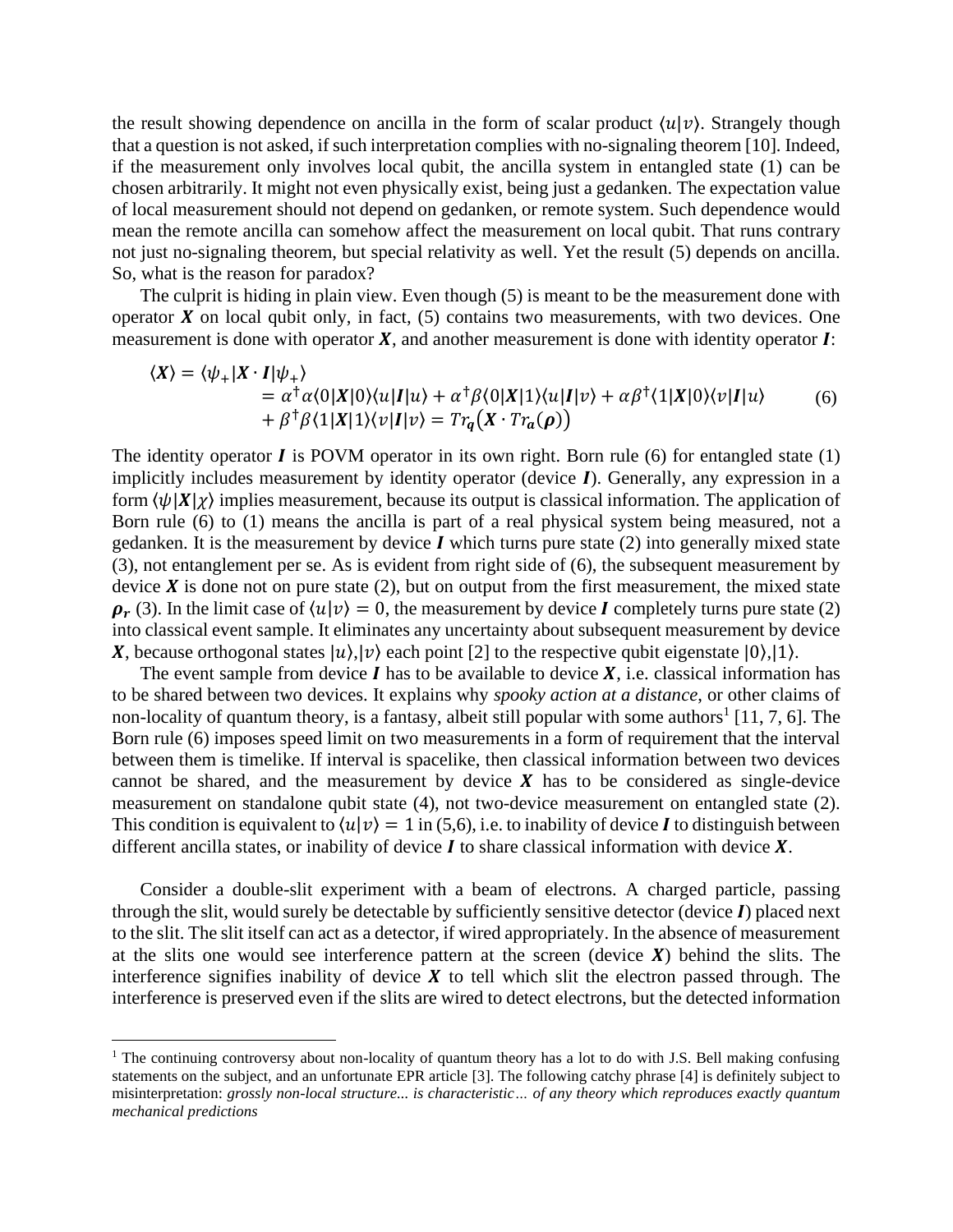the result showing dependence on ancilla in the form of scalar product $\langle u|v\rangle$. Strangely though that a question is not asked, if such interpretation complies with no-signaling theorem [10]. Indeed, if the measurement only involves local qubit, the ancilla system in entangled state (1) can be chosen arbitrarily. It might not even physically exist, being just a gedanken. The expectation value of local measurement should not depend on gedanken, or remote system. Such dependence would mean the remote ancilla can somehow affect the measurement on local qubit. That runs contrary not just no-signaling theorem, but special relativity as well. Yet the result (5) depends on ancilla. So, what is the reason for paradox?

The culprit is hiding in plain view. Even though (5) is meant to be the measurement done with operator $\boldsymbol{X}$ on local qubit only, in fact, (5) contains two measurements, with two devices. One measurement is done with operator $\boldsymbol{X}$, and another measurement is done with identity operator $\boldsymbol{I}$:

$$
\begin{aligned}
\langle \boldsymbol{X} \rangle = \langle \psi_+ | \boldsymbol{X} \cdot \boldsymbol{I} | \psi_+ \rangle \\
&= \alpha^\dagger \alpha \langle 0|\boldsymbol{X}|0\rangle\langle u|\boldsymbol{I}|u\rangle + \alpha^\dagger \beta \langle 0|\boldsymbol{X}|1\rangle\langle u|\boldsymbol{I}|v\rangle + \alpha\beta^\dagger \langle 1|\boldsymbol{X}|0\rangle\langle v|\boldsymbol{I}|u\rangle \\
&+ \beta^\dagger \beta \langle 1|\boldsymbol{X}|1\rangle\langle v|\boldsymbol{I}|v\rangle = Tr_{\boldsymbol{q}}\big(\boldsymbol{X} \cdot Tr_{\boldsymbol{a}}(\boldsymbol{\rho})\big)
\end{aligned}
\tag{6}
$$

The identity operator $\boldsymbol{I}$ is POVM operator in its own right. Born rule (6) for entangled state (1) implicitly includes measurement by identity operator (device $\boldsymbol{I}$). Generally, any expression in a form $\langle \psi|\boldsymbol{X}|\chi\rangle$ implies measurement, because its output is classical information. The application of Born rule (6) to (1) means the ancilla is part of a real physical system being measured, not a gedanken. It is the measurement by device $\boldsymbol{I}$ which turns pure state (2) into generally mixed state (3), not entanglement per se. As is evident from right side of (6), the subsequent measurement by device $\boldsymbol{X}$ is done not on pure state (2), but on output from the first measurement, the mixed state $\boldsymbol{\rho_r}$ (3). In the limit case of $\langle u|v\rangle = 0$, the measurement by device $\boldsymbol{I}$ completely turns pure state (2) into classical event sample. It eliminates any uncertainty about subsequent measurement by device $\boldsymbol{X}$, because orthogonal states $|u\rangle,|v\rangle$ each point [2] to the respective qubit eigenstate $|0\rangle,|1\rangle$.

The event sample from device $\boldsymbol{I}$ has to be available to device $\boldsymbol{X}$, i.e. classical information has to be shared between two devices. It explains why *spooky action at a distance*, or other claims of non-locality of quantum theory, is a fantasy, albeit still popular with some authors[1] [11, 7, 6]. The Born rule (6) imposes speed limit on two measurements in a form of requirement that the interval between them is timelike. If interval is spacelike, then classical information between two devices cannot be shared, and the measurement by device $\boldsymbol{X}$ has to be considered as single-device measurement on standalone qubit state (4), not two-device measurement on entangled state (2). This condition is equivalent to $\langle u|v\rangle = 1$ in (5,6), i.e. to inability of device $\boldsymbol{I}$ to distinguish between different ancilla states, or inability of device $\boldsymbol{I}$ to share classical information with device $\boldsymbol{X}$.

Consider a double-slit experiment with a beam of electrons. A charged particle, passing through the slit, would surely be detectable by sufficiently sensitive detector (device $\boldsymbol{I}$) placed next to the slit. The slit itself can act as a detector, if wired appropriately. In the absence of measurement at the slits one would see interference pattern at the screen (device $\boldsymbol{X}$) behind the slits. The interference signifies inability of device $\boldsymbol{X}$ to tell which slit the electron passed through. The interference is preserved even if the slits are wired to detect electrons, but the detected information

---

[1] The continuing controversy about non-locality of quantum theory has a lot to do with J.S. Bell making confusing statements on the subject, and an unfortunate EPR article [3]. The following catchy phrase [4] is definitely subject to misinterpretation: *grossly non-local structure... is characteristic… of any theory which reproduces exactly quantum mechanical predictions*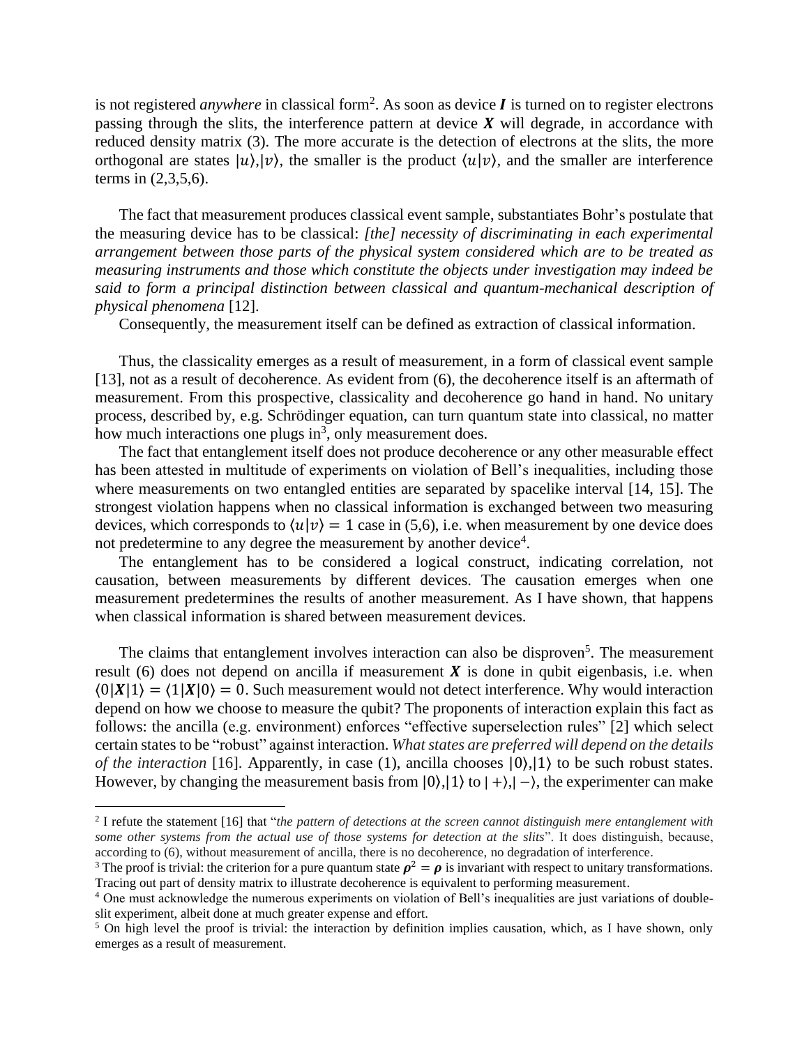is not registered *anywhere* in classical form[2]. As soon as device $\boldsymbol{I}$ is turned on to register electrons passing through the slits, the interference pattern at device $\boldsymbol{X}$ will degrade, in accordance with reduced density matrix (3). The more accurate is the detection of electrons at the slits, the more orthogonal are states $|u\rangle, |v\rangle$, the smaller is the product $\langle u|v\rangle$, and the smaller are interference terms in (2,3,5,6).

The fact that measurement produces classical event sample, substantiates Bohr's postulate that the measuring device has to be classical: *[the] necessity of discriminating in each experimental arrangement between those parts of the physical system considered which are to be treated as measuring instruments and those which constitute the objects under investigation may indeed be said to form a principal distinction between classical and quantum-mechanical description of physical phenomena* [12].

Consequently, the measurement itself can be defined as extraction of classical information.

Thus, the classicality emerges as a result of measurement, in a form of classical event sample [13], not as a result of decoherence. As evident from (6), the decoherence itself is an aftermath of measurement. From this prospective, classicality and decoherence go hand in hand. No unitary process, described by, e.g. Schrödinger equation, can turn quantum state into classical, no matter how much interactions one plugs in[3], only measurement does.

The fact that entanglement itself does not produce decoherence or any other measurable effect has been attested in multitude of experiments on violation of Bell's inequalities, including those where measurements on two entangled entities are separated by spacelike interval [14, 15]. The strongest violation happens when no classical information is exchanged between two measuring devices, which corresponds to $\langle u|v\rangle = 1$ case in (5,6), i.e. when measurement by one device does not predetermine to any degree the measurement by another device[4].

The entanglement has to be considered a logical construct, indicating correlation, not causation, between measurements by different devices. The causation emerges when one measurement predetermines the results of another measurement. As I have shown, that happens when classical information is shared between measurement devices.

The claims that entanglement involves interaction can also be disproven[5]. The measurement result (6) does not depend on ancilla if measurement $\boldsymbol{X}$ is done in qubit eigenbasis, i.e. when $\langle 0|\boldsymbol{X}|1\rangle = \langle 1|\boldsymbol{X}|0\rangle = 0$. Such measurement would not detect interference. Why would interaction depend on how we choose to measure the qubit? The proponents of interaction explain this fact as follows: the ancilla (e.g. environment) enforces "effective superselection rules" [2] which select certain states to be "robust" against interaction. *What states are preferred will depend on the details of the interaction* [16]. Apparently, in case (1), ancilla chooses $|0\rangle, |1\rangle$ to be such robust states. However, by changing the measurement basis from $|0\rangle, |1\rangle$ to $|+\rangle, |-\rangle$, the experimenter can make

---

[2] I refute the statement [16] that "*the pattern of detections at the screen cannot distinguish mere entanglement with some other systems from the actual use of those systems for detection at the slits*". It does distinguish, because, according to (6), without measurement of ancilla, there is no decoherence, no degradation of interference.

[3] The proof is trivial: the criterion for a pure quantum state $\boldsymbol{\rho}^2 = \boldsymbol{\rho}$ is invariant with respect to unitary transformations. Tracing out part of density matrix to illustrate decoherence is equivalent to performing measurement.

[4] One must acknowledge the numerous experiments on violation of Bell's inequalities are just variations of double-slit experiment, albeit done at much greater expense and effort.

[5] On high level the proof is trivial: the interaction by definition implies causation, which, as I have shown, only emerges as a result of measurement.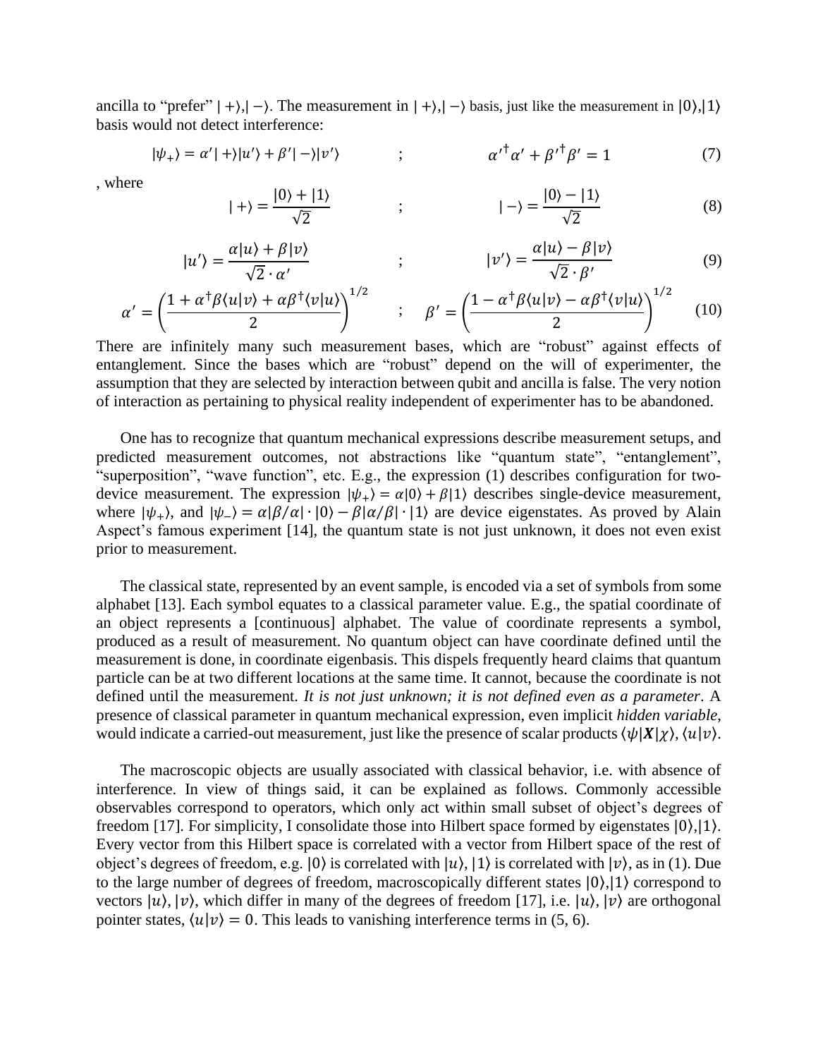ancilla to "prefer" $|+\rangle, |-\rangle$. The measurement in $|+\rangle, |-\rangle$ basis, just like the measurement in $|0\rangle, |1\rangle$ basis would not detect interference:

$$|\psi_+\rangle = \alpha'|+\rangle|u'\rangle + \beta'|-\rangle|v'\rangle \qquad ; \qquad \alpha'^{\dagger}\alpha' + \beta'^{\dagger}\beta' = 1 \tag{7}$$

, where

$$|+\rangle = \frac{|0\rangle + |1\rangle}{\sqrt{2}} \qquad ; \qquad |-\rangle = \frac{|0\rangle - |1\rangle}{\sqrt{2}} \tag{8}$$

$$|u'\rangle = \frac{\alpha|u\rangle + \beta|v\rangle}{\sqrt{2} \cdot \alpha'} \qquad ; \qquad |v'\rangle = \frac{\alpha|u\rangle - \beta|v\rangle}{\sqrt{2} \cdot \beta'} \tag{9}$$

$$\alpha' = \left(\frac{1 + \alpha^{\dagger}\beta\langle u|v\rangle + \alpha\beta^{\dagger}\langle v|u\rangle}{2}\right)^{1/2} \qquad ; \qquad \beta' = \left(\frac{1 - \alpha^{\dagger}\beta\langle u|v\rangle - \alpha\beta^{\dagger}\langle v|u\rangle}{2}\right)^{1/2} \tag{10}$$

There are infinitely many such measurement bases, which are "robust" against effects of entanglement. Since the bases which are "robust" depend on the will of experimenter, the assumption that they are selected by interaction between qubit and ancilla is false. The very notion of interaction as pertaining to physical reality independent of experimenter has to be abandoned.

One has to recognize that quantum mechanical expressions describe measurement setups, and predicted measurement outcomes, not abstractions like "quantum state", "entanglement", "superposition", "wave function", etc. E.g., the expression (1) describes configuration for two-device measurement. The expression $|\psi_+\rangle = \alpha|0\rangle + \beta|1\rangle$ describes single-device measurement, where $|\psi_+\rangle$, and $|\psi_-\rangle = \alpha|\beta/\alpha| \cdot |0\rangle - \beta|\alpha/\beta| \cdot |1\rangle$ are device eigenstates. As proved by Alain Aspect's famous experiment [14], the quantum state is not just unknown, it does not even exist prior to measurement.

The classical state, represented by an event sample, is encoded via a set of symbols from some alphabet [13]. Each symbol equates to a classical parameter value. E.g., the spatial coordinate of an object represents a [continuous] alphabet. The value of coordinate represents a symbol, produced as a result of measurement. No quantum object can have coordinate defined until the measurement is done, in coordinate eigenbasis. This dispels frequently heard claims that quantum particle can be at two different locations at the same time. It cannot, because the coordinate is not defined until the measurement. *It is not just unknown; it is not defined even as a parameter*. A presence of classical parameter in quantum mechanical expression, even implicit *hidden variable*, would indicate a carried-out measurement, just like the presence of scalar products $\langle\psi|\boldsymbol{X}|\chi\rangle, \langle u|v\rangle$.

The macroscopic objects are usually associated with classical behavior, i.e. with absence of interference. In view of things said, it can be explained as follows. Commonly accessible observables correspond to operators, which only act within small subset of object's degrees of freedom [17]. For simplicity, I consolidate those into Hilbert space formed by eigenstates $|0\rangle, |1\rangle$. Every vector from this Hilbert space is correlated with a vector from Hilbert space of the rest of object's degrees of freedom, e.g. $|0\rangle$ is correlated with $|u\rangle$, $|1\rangle$ is correlated with $|v\rangle$, as in (1). Due to the large number of degrees of freedom, macroscopically different states $|0\rangle, |1\rangle$ correspond to vectors $|u\rangle, |v\rangle$, which differ in many of the degrees of freedom [17], i.e. $|u\rangle, |v\rangle$ are orthogonal pointer states, $\langle u|v\rangle = 0$. This leads to vanishing interference terms in (5, 6).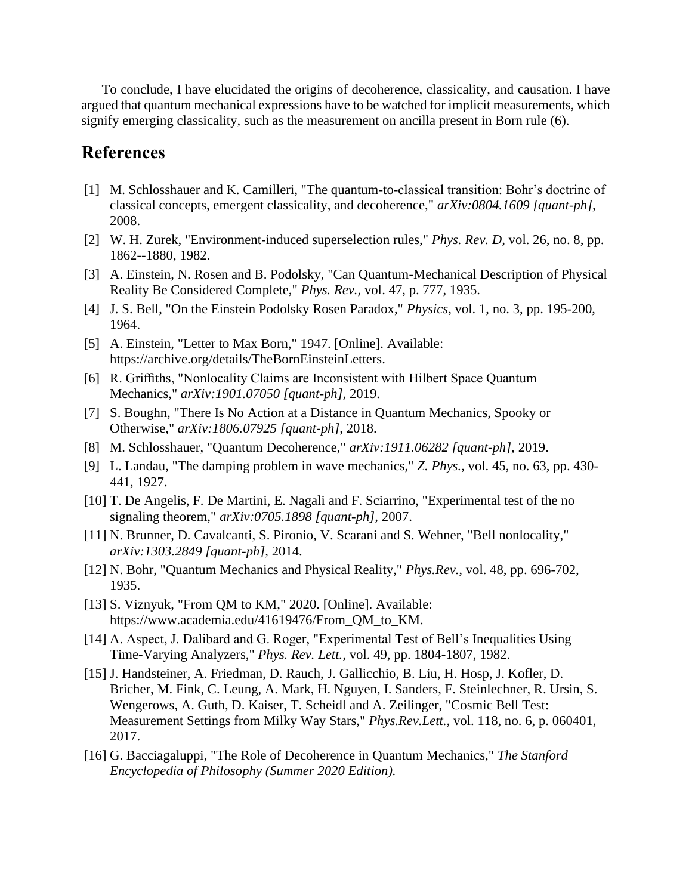To conclude, I have elucidated the origins of decoherence, classicality, and causation. I have argued that quantum mechanical expressions have to be watched for implicit measurements, which signify emerging classicality, such as the measurement on ancilla present in Born rule (6).

## References

[1] M. Schlosshauer and K. Camilleri, "The quantum-to-classical transition: Bohr's doctrine of classical concepts, emergent classicality, and decoherence," *arXiv:0804.1609 [quant-ph]*, 2008.

[2] W. H. Zurek, "Environment-induced superselection rules," *Phys. Rev. D*, vol. 26, no. 8, pp. 1862--1880, 1982.

[3] A. Einstein, N. Rosen and B. Podolsky, "Can Quantum-Mechanical Description of Physical Reality Be Considered Complete," *Phys. Rev.*, vol. 47, p. 777, 1935.

[4] J. S. Bell, "On the Einstein Podolsky Rosen Paradox," *Physics*, vol. 1, no. 3, pp. 195-200, 1964.

[5] A. Einstein, "Letter to Max Born," 1947. [Online]. Available: https://archive.org/details/TheBornEinsteinLetters.

[6] R. Griffiths, "Nonlocality Claims are Inconsistent with Hilbert Space Quantum Mechanics," *arXiv:1901.07050 [quant-ph]*, 2019.

[7] S. Boughn, "There Is No Action at a Distance in Quantum Mechanics, Spooky or Otherwise," *arXiv:1806.07925 [quant-ph]*, 2018.

[8] M. Schlosshauer, "Quantum Decoherence," *arXiv:1911.06282 [quant-ph]*, 2019.

[9] L. Landau, "The damping problem in wave mechanics," *Z. Phys.*, vol. 45, no. 63, pp. 430-441, 1927.

[10] T. De Angelis, F. De Martini, E. Nagali and F. Sciarrino, "Experimental test of the no signaling theorem," *arXiv:0705.1898 [quant-ph]*, 2007.

[11] N. Brunner, D. Cavalcanti, S. Pironio, V. Scarani and S. Wehner, "Bell nonlocality," *arXiv:1303.2849 [quant-ph]*, 2014.

[12] N. Bohr, "Quantum Mechanics and Physical Reality," *Phys.Rev.*, vol. 48, pp. 696-702, 1935.

[13] S. Viznyuk, "From QM to KM," 2020. [Online]. Available: https://www.academia.edu/41619476/From_QM_to_KM.

[14] A. Aspect, J. Dalibard and G. Roger, "Experimental Test of Bell's Inequalities Using Time-Varying Analyzers," *Phys. Rev. Lett.*, vol. 49, pp. 1804-1807, 1982.

[15] J. Handsteiner, A. Friedman, D. Rauch, J. Gallicchio, B. Liu, H. Hosp, J. Kofler, D. Bricher, M. Fink, C. Leung, A. Mark, H. Nguyen, I. Sanders, F. Steinlechner, R. Ursin, S. Wengerows, A. Guth, D. Kaiser, T. Scheidl and A. Zeilinger, "Cosmic Bell Test: Measurement Settings from Milky Way Stars," *Phys.Rev.Lett.*, vol. 118, no. 6, p. 060401, 2017.

[16] G. Bacciagaluppi, "The Role of Decoherence in Quantum Mechanics," *The Stanford Encyclopedia of Philosophy (Summer 2020 Edition).*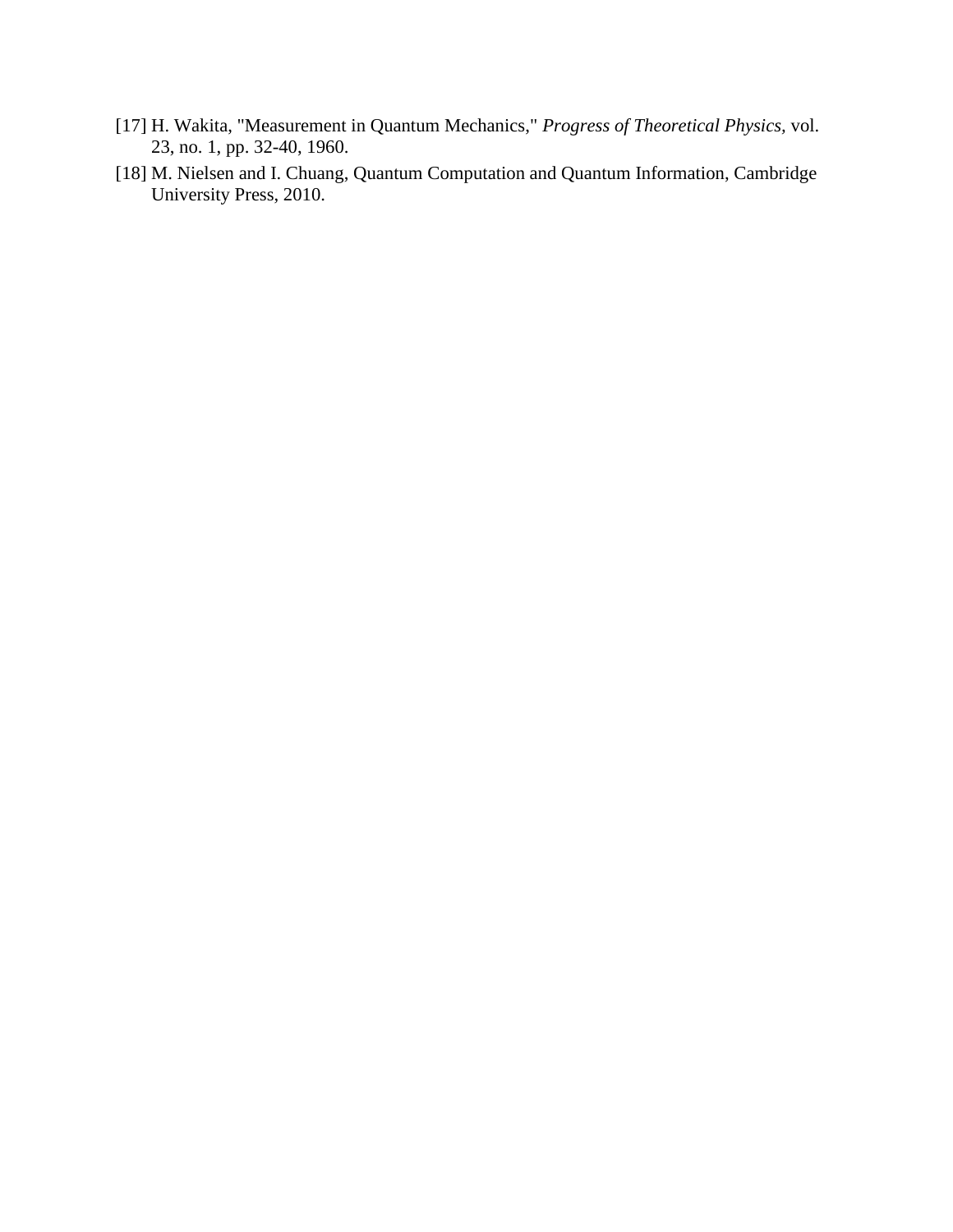[17] H. Wakita, "Measurement in Quantum Mechanics," *Progress of Theoretical Physics,* vol. 23, no. 1, pp. 32-40, 1960.

[18] M. Nielsen and I. Chuang, Quantum Computation and Quantum Information, Cambridge University Press, 2010.